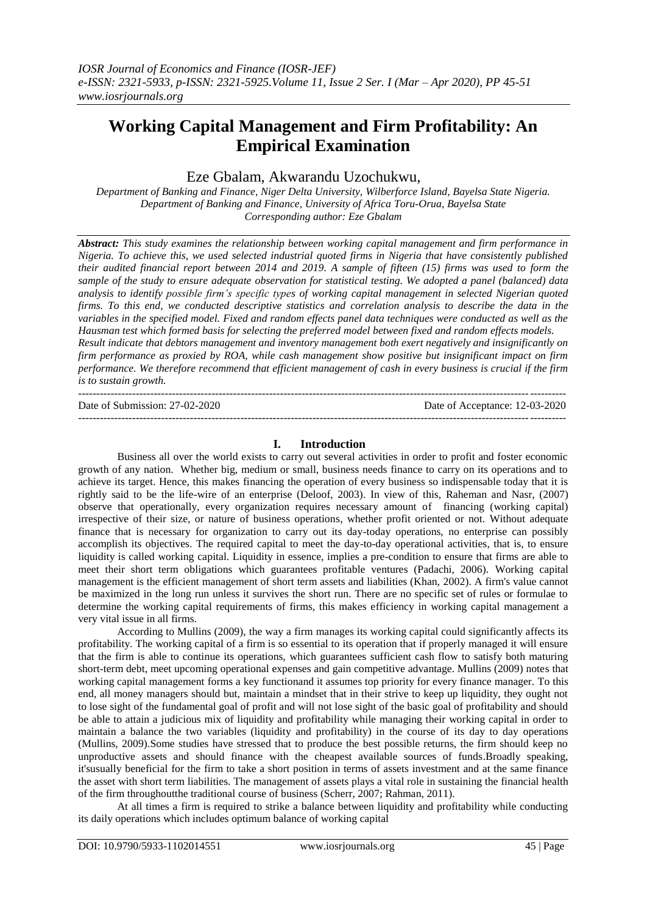# Working Capital Management and Firm Profitability: An Empirical Examination

Eze Gbalam, Akwarandu Uzochukwu,

*Department of Banking and Finance, Niger Delta University, Wilberforce Island, Bayelsa State Nigeria.*
*Department of Banking and Finance, University of Africa Toru-Orua, Bayelsa State*
*Corresponding author: Eze Gbalam*

***Abstract:*** *This study examines the relationship between working capital management and firm performance in Nigeria. To achieve this, we used selected industrial quoted firms in Nigeria that have consistently published their audited financial report between 2014 and 2019. A sample of fifteen (15) firms was used to form the sample of the study to ensure adequate observation for statistical testing. We adopted a panel (balanced) data analysis to identify possible firm's specific types of working capital management in selected Nigerian quoted firms. To this end, we conducted descriptive statistics and correlation analysis to describe the data in the variables in the specified model. Fixed and random effects panel data techniques were conducted as well as the Hausman test which formed basis for selecting the preferred model between fixed and random effects models. Result indicate that debtors management and inventory management both exert negatively and insignificantly on firm performance as proxied by ROA, while cash management show positive but insignificant impact on firm performance. We therefore recommend that efficient management of cash in every business is crucial if the firm is to sustain growth.*

---

Date of Submission: 27-02-2020 Date of Acceptance: 12-03-2020

---

## I. Introduction

Business all over the world exists to carry out several activities in order to profit and foster economic growth of any nation. Whether big, medium or small, business needs finance to carry on its operations and to achieve its target. Hence, this makes financing the operation of every business so indispensable today that it is rightly said to be the life-wire of an enterprise (Deloof, 2003). In view of this, Raheman and Nasr, (2007) observe that operationally, every organization requires necessary amount of financing (working capital) irrespective of their size, or nature of business operations, whether profit oriented or not. Without adequate finance that is necessary for organization to carry out its day-today operations, no enterprise can possibly accomplish its objectives. The required capital to meet the day-to-day operational activities, that is, to ensure liquidity is called working capital. Liquidity in essence, implies a pre-condition to ensure that firms are able to meet their short term obligations which guarantees profitable ventures (Padachi, 2006). Working capital management is the efficient management of short term assets and liabilities (Khan, 2002). A firm's value cannot be maximized in the long run unless it survives the short run. There are no specific set of rules or formulae to determine the working capital requirements of firms, this makes efficiency in working capital management a very vital issue in all firms.

According to Mullins (2009), the way a firm manages its working capital could significantly affects its profitability. The working capital of a firm is so essential to its operation that if properly managed it will ensure that the firm is able to continue its operations, which guarantees sufficient cash flow to satisfy both maturing short-term debt, meet upcoming operational expenses and gain competitive advantage. Mullins (2009) notes that working capital management forms a key functionand it assumes top priority for every finance manager. To this end, all money managers should but, maintain a mindset that in their strive to keep up liquidity, they ought not to lose sight of the fundamental goal of profit and will not lose sight of the basic goal of profitability and should be able to attain a judicious mix of liquidity and profitability while managing their working capital in order to maintain a balance the two variables (liquidity and profitability) in the course of its day to day operations (Mullins, 2009).Some studies have stressed that to produce the best possible returns, the firm should keep no unproductive assets and should finance with the cheapest available sources of funds.Broadly speaking, it'susually beneficial for the firm to take a short position in terms of assets investment and at the same finance the asset with short term liabilities. The management of assets plays a vital role in sustaining the financial health of the firm throughoutthe traditional course of business (Scherr, 2007; Rahman, 2011).

At all times a firm is required to strike a balance between liquidity and profitability while conducting its daily operations which includes optimum balance of working capital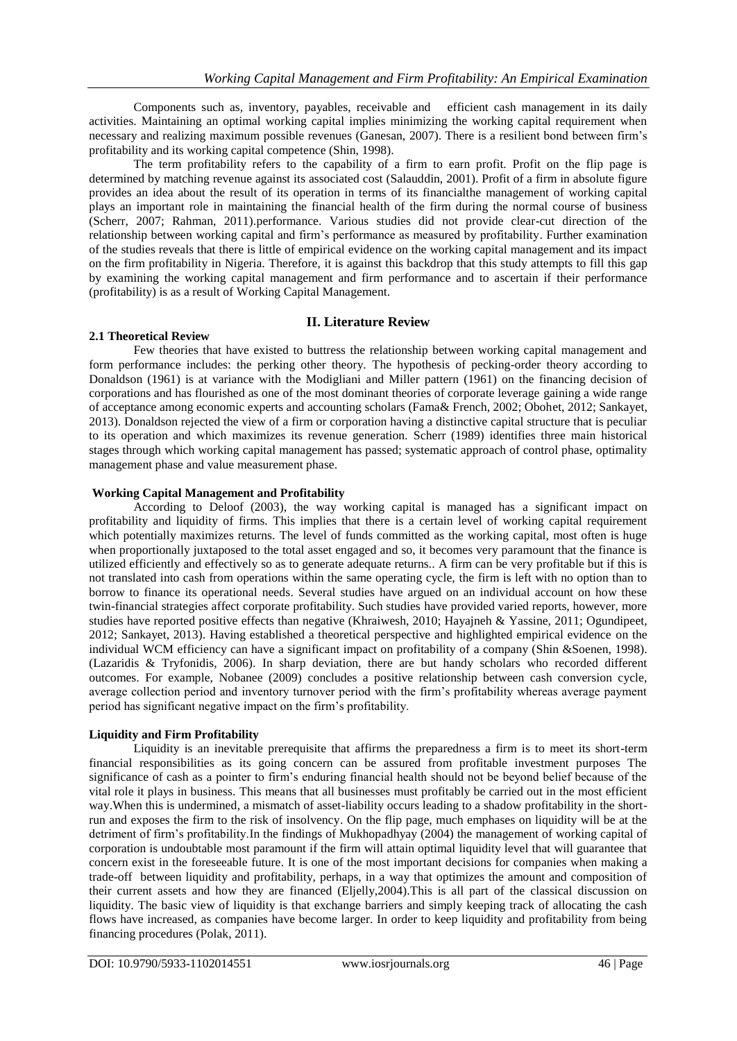Components such as, inventory, payables, receivable and efficient cash management in its daily activities. Maintaining an optimal working capital implies minimizing the working capital requirement when necessary and realizing maximum possible revenues (Ganesan, 2007). There is a resilient bond between firm's profitability and its working capital competence (Shin, 1998).

The term profitability refers to the capability of a firm to earn profit. Profit on the flip page is determined by matching revenue against its associated cost (Salauddin, 2001). Profit of a firm in absolute figure provides an idea about the result of its operation in terms of its financialthe management of working capital plays an important role in maintaining the financial health of the firm during the normal course of business (Scherr, 2007; Rahman, 2011).performance. Various studies did not provide clear-cut direction of the relationship between working capital and firm's performance as measured by profitability. Further examination of the studies reveals that there is little of empirical evidence on the working capital management and its impact on the firm profitability in Nigeria. Therefore, it is against this backdrop that this study attempts to fill this gap by examining the working capital management and firm performance and to ascertain if their performance (profitability) is as a result of Working Capital Management.

## II. Literature Review

### 2.1 Theoretical Review

Few theories that have existed to buttress the relationship between working capital management and form performance includes: the perking other theory. The hypothesis of pecking-order theory according to Donaldson (1961) is at variance with the Modigliani and Miller pattern (1961) on the financing decision of corporations and has flourished as one of the most dominant theories of corporate leverage gaining a wide range of acceptance among economic experts and accounting scholars (Fama& French, 2002; Obohet, 2012; Sankayet, 2013). Donaldson rejected the view of a firm or corporation having a distinctive capital structure that is peculiar to its operation and which maximizes its revenue generation. Scherr (1989) identifies three main historical stages through which working capital management has passed; systematic approach of control phase, optimality management phase and value measurement phase.

### Working Capital Management and Profitability

According to Deloof (2003), the way working capital is managed has a significant impact on profitability and liquidity of firms. This implies that there is a certain level of working capital requirement which potentially maximizes returns. The level of funds committed as the working capital, most often is huge when proportionally juxtaposed to the total asset engaged and so, it becomes very paramount that the finance is utilized efficiently and effectively so as to generate adequate returns.. A firm can be very profitable but if this is not translated into cash from operations within the same operating cycle, the firm is left with no option than to borrow to finance its operational needs. Several studies have argued on an individual account on how these twin-financial strategies affect corporate profitability. Such studies have provided varied reports, however, more studies have reported positive effects than negative (Khraiwesh, 2010; Hayajneh & Yassine, 2011; Ogundipeet, 2012; Sankayet, 2013). Having established a theoretical perspective and highlighted empirical evidence on the individual WCM efficiency can have a significant impact on profitability of a company (Shin &Soenen, 1998). (Lazaridis & Tryfonidis, 2006). In sharp deviation, there are but handy scholars who recorded different outcomes. For example, Nobanee (2009) concludes a positive relationship between cash conversion cycle, average collection period and inventory turnover period with the firm's profitability whereas average payment period has significant negative impact on the firm's profitability.

### Liquidity and Firm Profitability

Liquidity is an inevitable prerequisite that affirms the preparedness a firm is to meet its short-term financial responsibilities as its going concern can be assured from profitable investment purposes The significance of cash as a pointer to firm's enduring financial health should not be beyond belief because of the vital role it plays in business. This means that all businesses must profitably be carried out in the most efficient way.When this is undermined, a mismatch of asset-liability occurs leading to a shadow profitability in the short-run and exposes the firm to the risk of insolvency. On the flip page, much emphases on liquidity will be at the detriment of firm's profitability.In the findings of Mukhopadhyay (2004) the management of working capital of corporation is undoubtable most paramount if the firm will attain optimal liquidity level that will guarantee that concern exist in the foreseeable future. It is one of the most important decisions for companies when making a trade-off between liquidity and profitability, perhaps, in a way that optimizes the amount and composition of their current assets and how they are financed (Eljelly,2004).This is all part of the classical discussion on liquidity. The basic view of liquidity is that exchange barriers and simply keeping track of allocating the cash flows have increased, as companies have become larger. In order to keep liquidity and profitability from being financing procedures (Polak, 2011).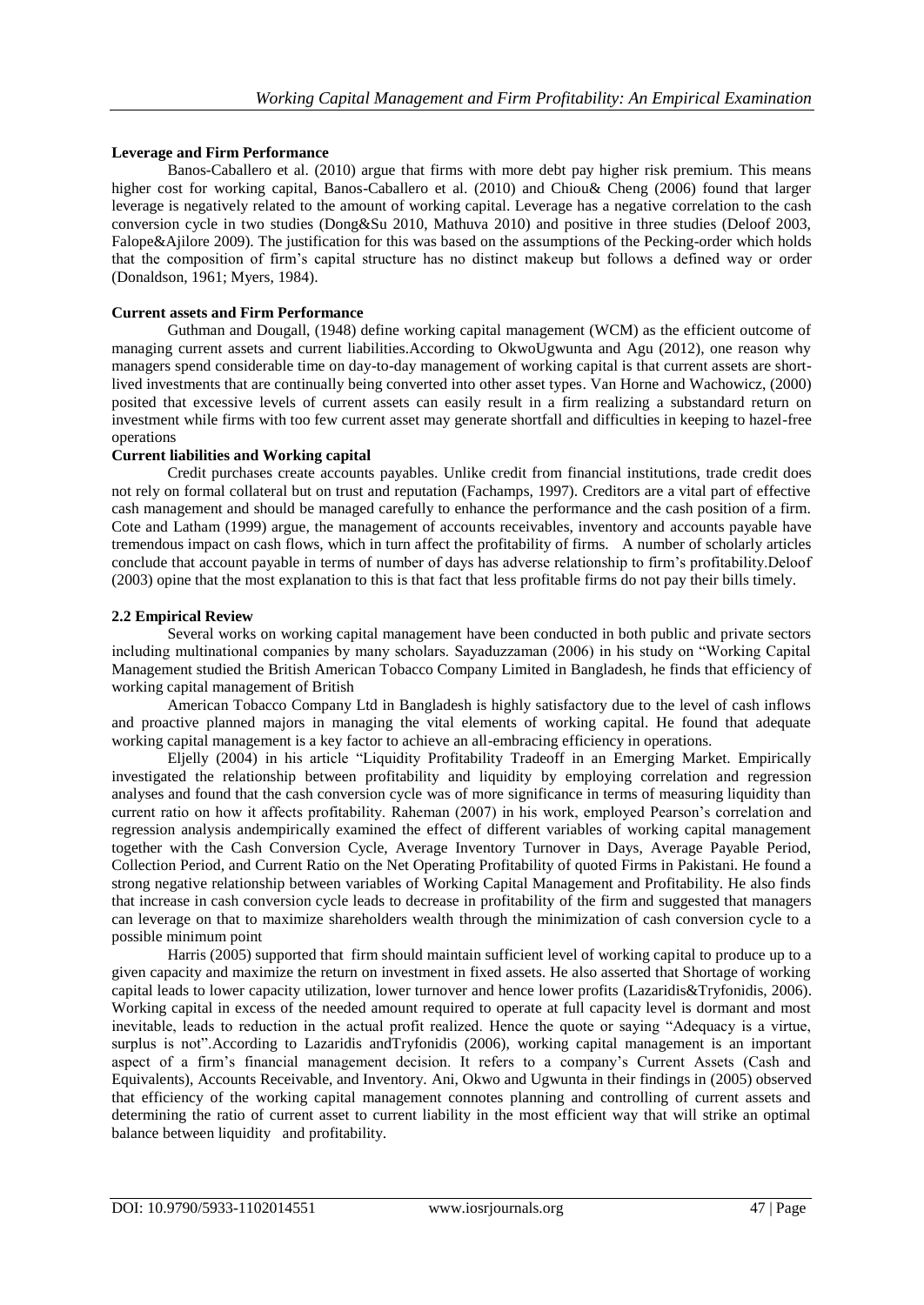**Leverage and Firm Performance**

Banos-Caballero et al. (2010) argue that firms with more debt pay higher risk premium. This means higher cost for working capital, Banos-Caballero et al. (2010) and Chiou& Cheng (2006) found that larger leverage is negatively related to the amount of working capital. Leverage has a negative correlation to the cash conversion cycle in two studies (Dong&Su 2010, Mathuva 2010) and positive in three studies (Deloof 2003, Falope&Ajilore 2009). The justification for this was based on the assumptions of the Pecking-order which holds that the composition of firm's capital structure has no distinct makeup but follows a defined way or order (Donaldson, 1961; Myers, 1984).

**Current assets and Firm Performance**

Guthman and Dougall, (1948) define working capital management (WCM) as the efficient outcome of managing current assets and current liabilities.According to OkwoUgwunta and Agu (2012), one reason why managers spend considerable time on day-to-day management of working capital is that current assets are short-lived investments that are continually being converted into other asset types. Van Horne and Wachowicz, (2000) posited that excessive levels of current assets can easily result in a firm realizing a substandard return on investment while firms with too few current asset may generate shortfall and difficulties in keeping to hazel-free operations

**Current liabilities and Working capital**

Credit purchases create accounts payables. Unlike credit from financial institutions, trade credit does not rely on formal collateral but on trust and reputation (Fachamps, 1997). Creditors are a vital part of effective cash management and should be managed carefully to enhance the performance and the cash position of a firm. Cote and Latham (1999) argue, the management of accounts receivables, inventory and accounts payable have tremendous impact on cash flows, which in turn affect the profitability of firms. A number of scholarly articles conclude that account payable in terms of number of days has adverse relationship to firm's profitability.Deloof (2003) opine that the most explanation to this is that fact that less profitable firms do not pay their bills timely.

## 2.2 Empirical Review

Several works on working capital management have been conducted in both public and private sectors including multinational companies by many scholars. Sayaduzzaman (2006) in his study on "Working Capital Management studied the British American Tobacco Company Limited in Bangladesh, he finds that efficiency of working capital management of British

American Tobacco Company Ltd in Bangladesh is highly satisfactory due to the level of cash inflows and proactive planned majors in managing the vital elements of working capital. He found that adequate working capital management is a key factor to achieve an all-embracing efficiency in operations.

Eljelly (2004) in his article "Liquidity Profitability Tradeoff in an Emerging Market. Empirically investigated the relationship between profitability and liquidity by employing correlation and regression analyses and found that the cash conversion cycle was of more significance in terms of measuring liquidity than current ratio on how it affects profitability. Raheman (2007) in his work, employed Pearson's correlation and regression analysis andempirically examined the effect of different variables of working capital management together with the Cash Conversion Cycle, Average Inventory Turnover in Days, Average Payable Period, Collection Period, and Current Ratio on the Net Operating Profitability of quoted Firms in Pakistani. He found a strong negative relationship between variables of Working Capital Management and Profitability. He also finds that increase in cash conversion cycle leads to decrease in profitability of the firm and suggested that managers can leverage on that to maximize shareholders wealth through the minimization of cash conversion cycle to a possible minimum point

Harris (2005) supported that firm should maintain sufficient level of working capital to produce up to a given capacity and maximize the return on investment in fixed assets. He also asserted that Shortage of working capital leads to lower capacity utilization, lower turnover and hence lower profits (Lazaridis&Tryfonidis, 2006). Working capital in excess of the needed amount required to operate at full capacity level is dormant and most inevitable, leads to reduction in the actual profit realized. Hence the quote or saying "Adequacy is a virtue, surplus is not".According to Lazaridis andTryfonidis (2006), working capital management is an important aspect of a firm's financial management decision. It refers to a company's Current Assets (Cash and Equivalents), Accounts Receivable, and Inventory. Ani, Okwo and Ugwunta in their findings in (2005) observed that efficiency of the working capital management connotes planning and controlling of current assets and determining the ratio of current asset to current liability in the most efficient way that will strike an optimal balance between liquidity and profitability.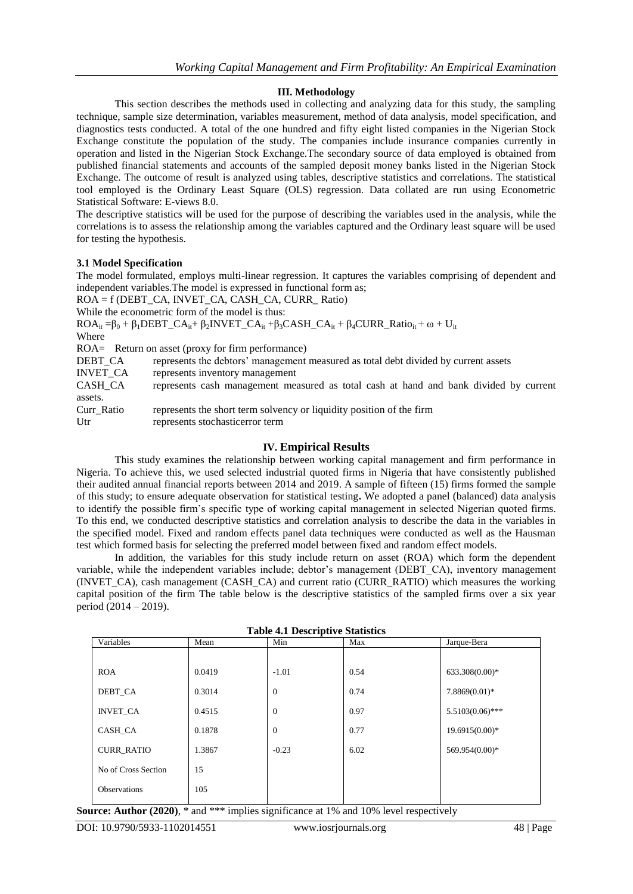### III. Methodology

This section describes the methods used in collecting and analyzing data for this study, the sampling technique, sample size determination, variables measurement, method of data analysis, model specification, and diagnostics tests conducted. A total of the one hundred and fifty eight listed companies in the Nigerian Stock Exchange constitute the population of the study. The companies include insurance companies currently in operation and listed in the Nigerian Stock Exchange.The secondary source of data employed is obtained from published financial statements and accounts of the sampled deposit money banks listed in the Nigerian Stock Exchange. The outcome of result is analyzed using tables, descriptive statistics and correlations. The statistical tool employed is the Ordinary Least Square (OLS) regression. Data collated are run using Econometric Statistical Software: E-views 8.0.

The descriptive statistics will be used for the purpose of describing the variables used in the analysis, while the correlations is to assess the relationship among the variables captured and the Ordinary least square will be used for testing the hypothesis.

#### 3.1 Model Specification

The model formulated, employs multi-linear regression. It captures the variables comprising of dependent and independent variables.The model is expressed in functional form as;

ROA = f (DEBT_CA, INVET_CA, CASH_CA, CURR_ Ratio)

While the econometric form of the model is thus:

$$ROA_{it} = \beta_0 + \beta_1 DEBT\_CA_{it} + \beta_2 INVET\_CA_{it} + \beta_3 CASH\_CA_{it} + \beta_4 CURR\_Ratio_{it} + \omega + U_{it}$$

Where

ROA= Return on asset (proxy for firm performance)

DEBT_CA represents the debtors' management measured as total debt divided by current assets

INVET_CA represents inventory management

CASH_CA represents cash management measured as total cash at hand and bank divided by current assets.

Curr_Ratio represents the short term solvency or liquidity position of the firm

Utr represents stochasticerror term

### IV. Empirical Results

This study examines the relationship between working capital management and firm performance in Nigeria. To achieve this, we used selected industrial quoted firms in Nigeria that have consistently published their audited annual financial reports between 2014 and 2019. A sample of fifteen (15) firms formed the sample of this study; to ensure adequate observation for statistical testing**.** We adopted a panel (balanced) data analysis to identify the possible firm's specific type of working capital management in selected Nigerian quoted firms. To this end, we conducted descriptive statistics and correlation analysis to describe the data in the variables in the specified model. Fixed and random effects panel data techniques were conducted as well as the Hausman test which formed basis for selecting the preferred model between fixed and random effect models.

In addition, the variables for this study include return on asset (ROA) which form the dependent variable, while the independent variables include; debtor's management (DEBT_CA), inventory management (INVET_CA), cash management (CASH_CA) and current ratio (CURR_RATIO) which measures the working capital position of the firm The table below is the descriptive statistics of the sampled firms over a six year period (2014 – 2019).

**Table 4.1 Descriptive Statistics**

| Variables | Mean | Min | Max | Jarque-Bera |
|---|---|---|---|---|
| ROA | 0.0419 | -1.01 | 0.54 | 633.308(0.00)* |
| DEBT_CA | 0.3014 | 0 | 0.74 | 7.8869(0.01)* |
| INVET_CA | 0.4515 | 0 | 0.97 | 5.5103(0.06)*** |
| CASH_CA | 0.1878 | 0 | 0.77 | 19.6915(0.00)* |
| CURR_RATIO | 1.3867 | -0.23 | 6.02 | 569.954(0.00)* |
| No of Cross Section | 15 | | | |
| Observations | 105 | | | |

**Source: Author (2020)**, * and *** implies significance at 1% and 10% level respectively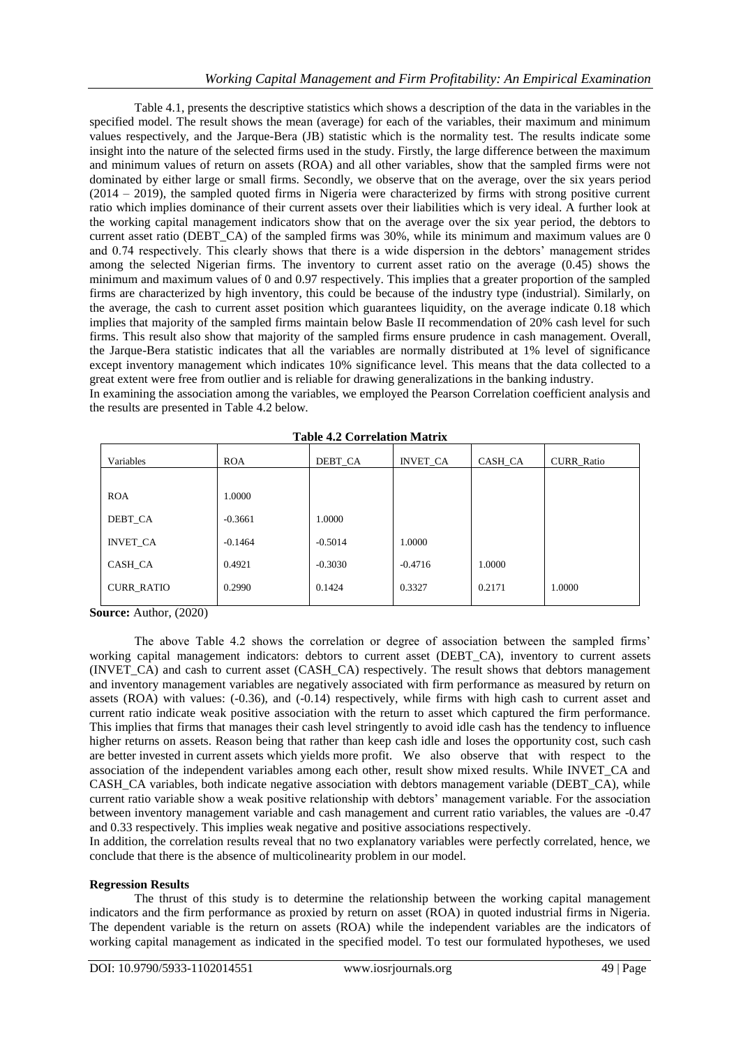Table 4.1, presents the descriptive statistics which shows a description of the data in the variables in the specified model. The result shows the mean (average) for each of the variables, their maximum and minimum values respectively, and the Jarque-Bera (JB) statistic which is the normality test. The results indicate some insight into the nature of the selected firms used in the study. Firstly, the large difference between the maximum and minimum values of return on assets (ROA) and all other variables, show that the sampled firms were not dominated by either large or small firms. Secondly, we observe that on the average, over the six years period (2014 – 2019), the sampled quoted firms in Nigeria were characterized by firms with strong positive current ratio which implies dominance of their current assets over their liabilities which is very ideal. A further look at the working capital management indicators show that on the average over the six year period, the debtors to current asset ratio (DEBT_CA) of the sampled firms was 30%, while its minimum and maximum values are 0 and 0.74 respectively. This clearly shows that there is a wide dispersion in the debtors' management strides among the selected Nigerian firms. The inventory to current asset ratio on the average (0.45) shows the minimum and maximum values of 0 and 0.97 respectively. This implies that a greater proportion of the sampled firms are characterized by high inventory, this could be because of the industry type (industrial). Similarly, on the average, the cash to current asset position which guarantees liquidity, on the average indicate 0.18 which implies that majority of the sampled firms maintain below Basle II recommendation of 20% cash level for such firms. This result also show that majority of the sampled firms ensure prudence in cash management. Overall, the Jarque-Bera statistic indicates that all the variables are normally distributed at 1% level of significance except inventory management which indicates 10% significance level. This means that the data collected to a great extent were free from outlier and is reliable for drawing generalizations in the banking industry.

In examining the association among the variables, we employed the Pearson Correlation coefficient analysis and the results are presented in Table 4.2 below.

**Table 4.2 Correlation Matrix**

| Variables | ROA | DEBT_CA | INVET_CA | CASH_CA | CURR_Ratio |
|---|---|---|---|---|---|
| ROA | 1.0000 | | | | |
| DEBT_CA | -0.3661 | 1.0000 | | | |
| INVET_CA | -0.1464 | -0.5014 | 1.0000 | | |
| CASH_CA | 0.4921 | -0.3030 | -0.4716 | 1.0000 | |
| CURR_RATIO | 0.2990 | 0.1424 | 0.3327 | 0.2171 | 1.0000 |

**Source:** Author, (2020)

The above Table 4.2 shows the correlation or degree of association between the sampled firms' working capital management indicators: debtors to current asset (DEBT_CA), inventory to current assets (INVET_CA) and cash to current asset (CASH_CA) respectively. The result shows that debtors management and inventory management variables are negatively associated with firm performance as measured by return on assets (ROA) with values: (-0.36), and (-0.14) respectively, while firms with high cash to current asset and current ratio indicate weak positive association with the return to asset which captured the firm performance. This implies that firms that manages their cash level stringently to avoid idle cash has the tendency to influence higher returns on assets. Reason being that rather than keep cash idle and loses the opportunity cost, such cash are better invested in current assets which yields more profit. We also observe that with respect to the association of the independent variables among each other, result show mixed results. While INVET_CA and CASH_CA variables, both indicate negative association with debtors management variable (DEBT_CA), while current ratio variable show a weak positive relationship with debtors' management variable. For the association between inventory management variable and cash management and current ratio variables, the values are -0.47 and 0.33 respectively. This implies weak negative and positive associations respectively.

In addition, the correlation results reveal that no two explanatory variables were perfectly correlated, hence, we conclude that there is the absence of multicolinearity problem in our model.

**Regression Results**

The thrust of this study is to determine the relationship between the working capital management indicators and the firm performance as proxied by return on asset (ROA) in quoted industrial firms in Nigeria. The dependent variable is the return on assets (ROA) while the independent variables are the indicators of working capital management as indicated in the specified model. To test our formulated hypotheses, we used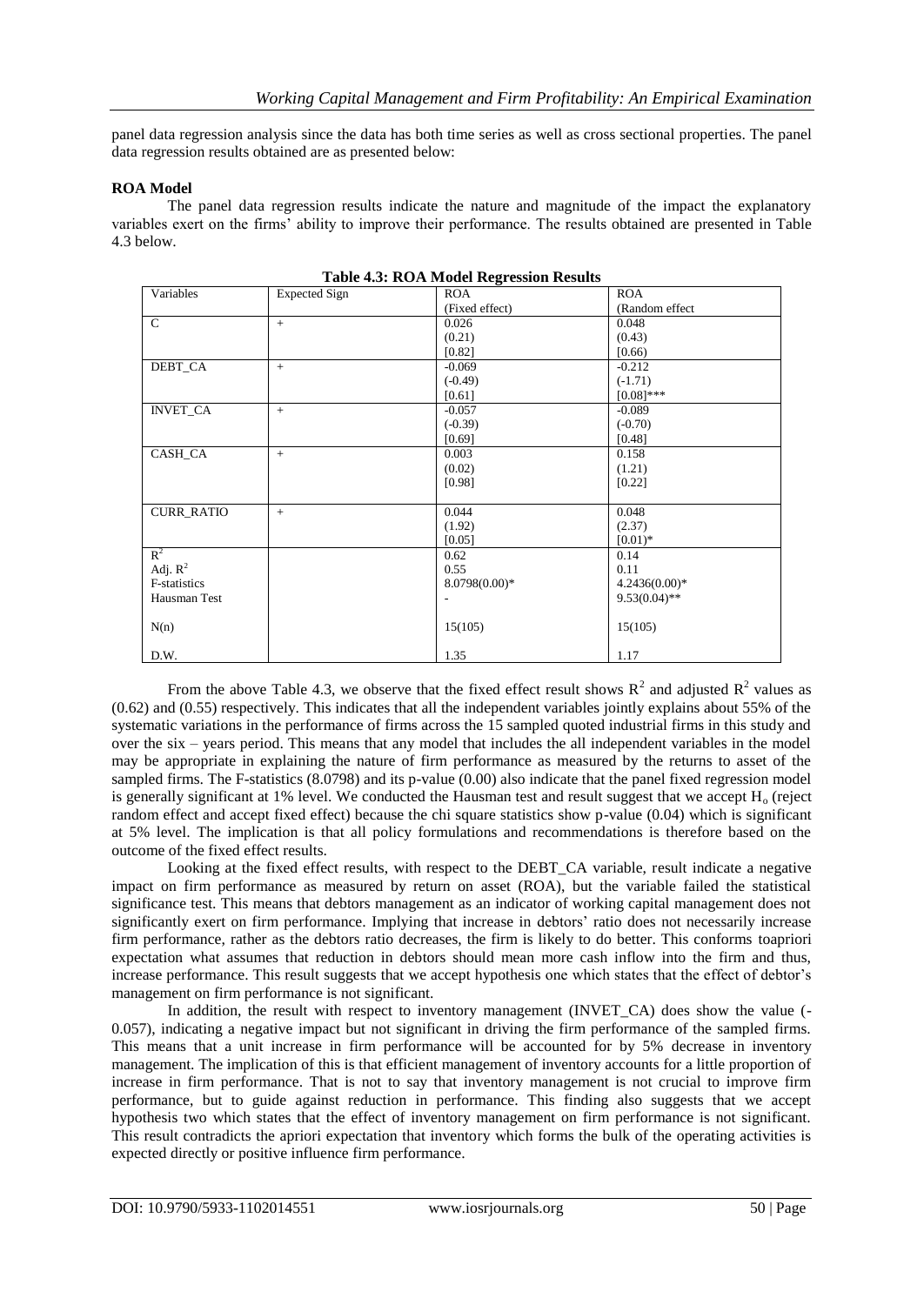panel data regression analysis since the data has both time series as well as cross sectional properties. The panel data regression results obtained are as presented below:

**ROA Model**

The panel data regression results indicate the nature and magnitude of the impact the explanatory variables exert on the firms' ability to improve their performance. The results obtained are presented in Table 4.3 below.

**Table 4.3: ROA Model Regression Results**

| Variables | Expected Sign | ROA (Fixed effect) | ROA (Random effect |
|---|---|---|---|
| C | + | 0.026 (0.21) [0.82] | 0.048 (0.43) [0.66] |
| DEBT_CA | + | -0.069 (-0.49) [0.61] | -0.212 (-1.71) [0.08]*** |
| INVET_CA | + | -0.057 (-0.39) [0.69] | -0.089 (-0.70) [0.48] |
| CASH_CA | + | 0.003 (0.02) [0.98] | 0.158 (1.21) [0.22] |
| CURR_RATIO | + | 0.044 (1.92) [0.05] | 0.048 (2.37) [0.01]* |
| $R^2$ | | 0.62 | 0.14 |
| Adj. $R^2$ | | 0.55 | 0.11 |
| F-statistics | | 8.0798(0.00)* | 4.2436(0.00)* |
| Hausman Test | | - | 9.53(0.04)** |
| N(n) | | 15(105) | 15(105) |
| D.W. | | 1.35 | 1.17 |

From the above Table 4.3, we observe that the fixed effect result shows $R^2$ and adjusted $R^2$ values as (0.62) and (0.55) respectively. This indicates that all the independent variables jointly explains about 55% of the systematic variations in the performance of firms across the 15 sampled quoted industrial firms in this study and over the six – years period. This means that any model that includes the all independent variables in the model may be appropriate in explaining the nature of firm performance as measured by the returns to asset of the sampled firms. The F-statistics (8.0798) and its p-value (0.00) also indicate that the panel fixed regression model is generally significant at 1% level. We conducted the Hausman test and result suggest that we accept $H_o$ (reject random effect and accept fixed effect) because the chi square statistics show p-value (0.04) which is significant at 5% level. The implication is that all policy formulations and recommendations is therefore based on the outcome of the fixed effect results.

Looking at the fixed effect results, with respect to the DEBT_CA variable, result indicate a negative impact on firm performance as measured by return on asset (ROA), but the variable failed the statistical significance test. This means that debtors management as an indicator of working capital management does not significantly exert on firm performance. Implying that increase in debtors' ratio does not necessarily increase firm performance, rather as the debtors ratio decreases, the firm is likely to do better. This conforms toapriori expectation what assumes that reduction in debtors should mean more cash inflow into the firm and thus, increase performance. This result suggests that we accept hypothesis one which states that the effect of debtor's management on firm performance is not significant.

In addition, the result with respect to inventory management (INVET_CA) does show the value (-0.057), indicating a negative impact but not significant in driving the firm performance of the sampled firms. This means that a unit increase in firm performance will be accounted for by 5% decrease in inventory management. The implication of this is that efficient management of inventory accounts for a little proportion of increase in firm performance. That is not to say that inventory management is not crucial to improve firm performance, but to guide against reduction in performance. This finding also suggests that we accept hypothesis two which states that the effect of inventory management on firm performance is not significant. This result contradicts the apriori expectation that inventory which forms the bulk of the operating activities is expected directly or positive influence firm performance.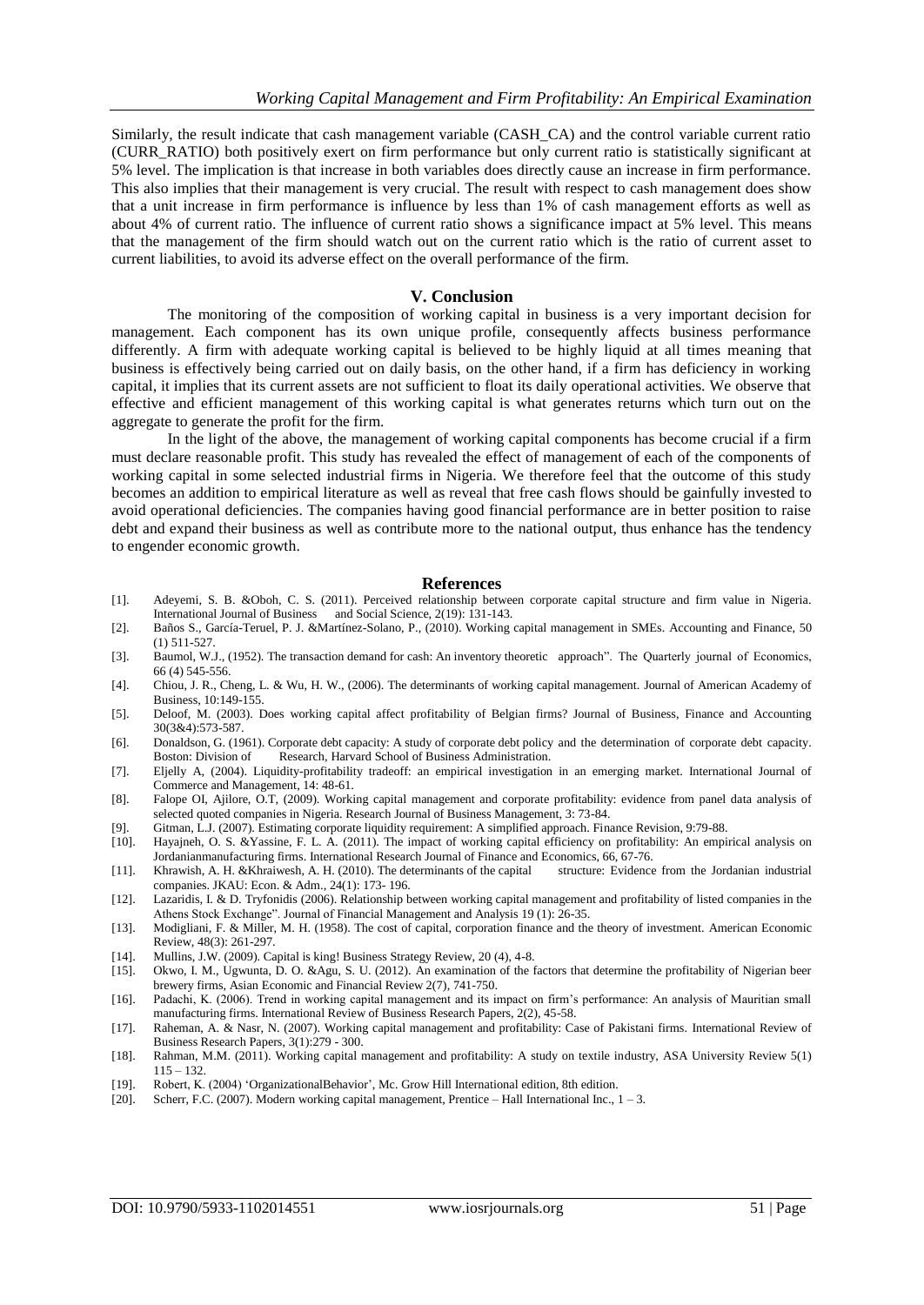Similarly, the result indicate that cash management variable (CASH_CA) and the control variable current ratio (CURR_RATIO) both positively exert on firm performance but only current ratio is statistically significant at 5% level. The implication is that increase in both variables does directly cause an increase in firm performance. This also implies that their management is very crucial. The result with respect to cash management does show that a unit increase in firm performance is influence by less than 1% of cash management efforts as well as about 4% of current ratio. The influence of current ratio shows a significance impact at 5% level. This means that the management of the firm should watch out on the current ratio which is the ratio of current asset to current liabilities, to avoid its adverse effect on the overall performance of the firm.

## V. Conclusion

The monitoring of the composition of working capital in business is a very important decision for management. Each component has its own unique profile, consequently affects business performance differently. A firm with adequate working capital is believed to be highly liquid at all times meaning that business is effectively being carried out on daily basis, on the other hand, if a firm has deficiency in working capital, it implies that its current assets are not sufficient to float its daily operational activities. We observe that effective and efficient management of this working capital is what generates returns which turn out on the aggregate to generate the profit for the firm.

In the light of the above, the management of working capital components has become crucial if a firm must declare reasonable profit. This study has revealed the effect of management of each of the components of working capital in some selected industrial firms in Nigeria. We therefore feel that the outcome of this study becomes an addition to empirical literature as well as reveal that free cash flows should be gainfully invested to avoid operational deficiencies. The companies having good financial performance are in better position to raise debt and expand their business as well as contribute more to the national output, thus enhance has the tendency to engender economic growth.

## References

[1]. Adeyemi, S. B. &Oboh, C. S. (2011). Perceived relationship between corporate capital structure and firm value in Nigeria. International Journal of Business and Social Science, 2(19): 131-143.

[2]. Baños S., García-Teruel, P. J. &Martínez-Solano, P., (2010). Working capital management in SMEs. Accounting and Finance, 50 (1) 511-527.

[3]. Baumol, W.J., (1952). The transaction demand for cash: An inventory theoretic approach". The Quarterly journal of Economics, 66 (4) 545-556.

[4]. Chiou, J. R., Cheng, L. & Wu, H. W., (2006). The determinants of working capital management. Journal of American Academy of Business, 10:149-155.

[5]. Deloof, M. (2003). Does working capital affect profitability of Belgian firms? Journal of Business, Finance and Accounting 30(3&4):573-587.

[6]. Donaldson, G. (1961). Corporate debt capacity: A study of corporate debt policy and the determination of corporate debt capacity. Boston: Division of Research, Harvard School of Business Administration.

[7]. Eljelly A, (2004). Liquidity-profitability tradeoff: an empirical investigation in an emerging market. International Journal of Commerce and Management, 14: 48-61.

[8]. Falope OI, Ajilore, O.T, (2009). Working capital management and corporate profitability: evidence from panel data analysis of selected quoted companies in Nigeria. Research Journal of Business Management, 3: 73-84.

[9]. Gitman, L.J. (2007). Estimating corporate liquidity requirement: A simplified approach. Finance Revision, 9:79-88.

[10]. Hayajneh, O. S. &Yassine, F. L. A. (2011). The impact of working capital efficiency on profitability: An empirical analysis on Jordanianmanufacturing firms. International Research Journal of Finance and Economics, 66, 67-76.

[11]. Khrawish, A. H. &Khraiwesh, A. H. (2010). The determinants of the capital structure: Evidence from the Jordanian industrial companies. JKAU: Econ. & Adm., 24(1): 173- 196.

[12]. Lazaridis, I. & D. Tryfonidis (2006). Relationship between working capital management and profitability of listed companies in the Athens Stock Exchange". Journal of Financial Management and Analysis 19 (1): 26-35.

[13]. Modigliani, F. & Miller, M. H. (1958). The cost of capital, corporation finance and the theory of investment. American Economic Review, 48(3): 261-297.

[14]. Mullins, J.W. (2009). Capital is king! Business Strategy Review, 20 (4), 4-8.

[15]. Okwo, I. M., Ugwunta, D. O. &Agu, S. U. (2012). An examination of the factors that determine the profitability of Nigerian beer brewery firms, Asian Economic and Financial Review 2(7), 741-750.

[16]. Padachi, K. (2006). Trend in working capital management and its impact on firm's performance: An analysis of Mauritian small manufacturing firms. International Review of Business Research Papers, 2(2), 45-58.

[17]. Raheman, A. & Nasr, N. (2007). Working capital management and profitability: Case of Pakistani firms. International Review of Business Research Papers, 3(1):279 - 300.

[18]. Rahman, M.M. (2011). Working capital management and profitability: A study on textile industry, ASA University Review 5(1) 115 – 132.

[19]. Robert, K. (2004) 'OrganizationalBehavior', Mc. Grow Hill International edition, 8th edition.

[20]. Scherr, F.C. (2007). Modern working capital management, Prentice – Hall International Inc., 1 – 3.